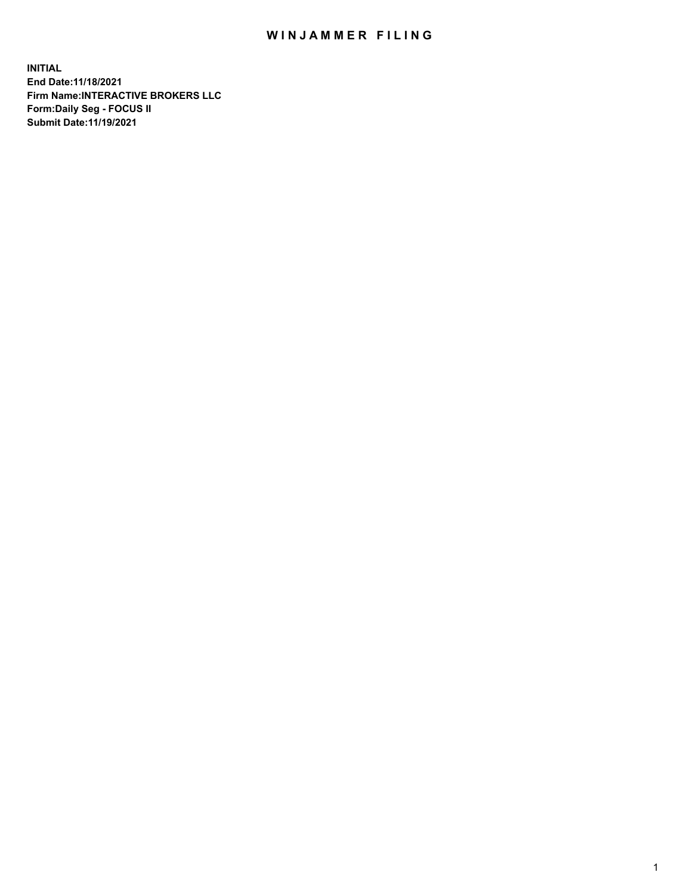# WINJAMMER FILING

**INITIAL**
**End Date:11/18/2021**
**Firm Name:INTERACTIVE BROKERS LLC**
**Form:Daily Seg - FOCUS II**
**Submit Date:11/19/2021**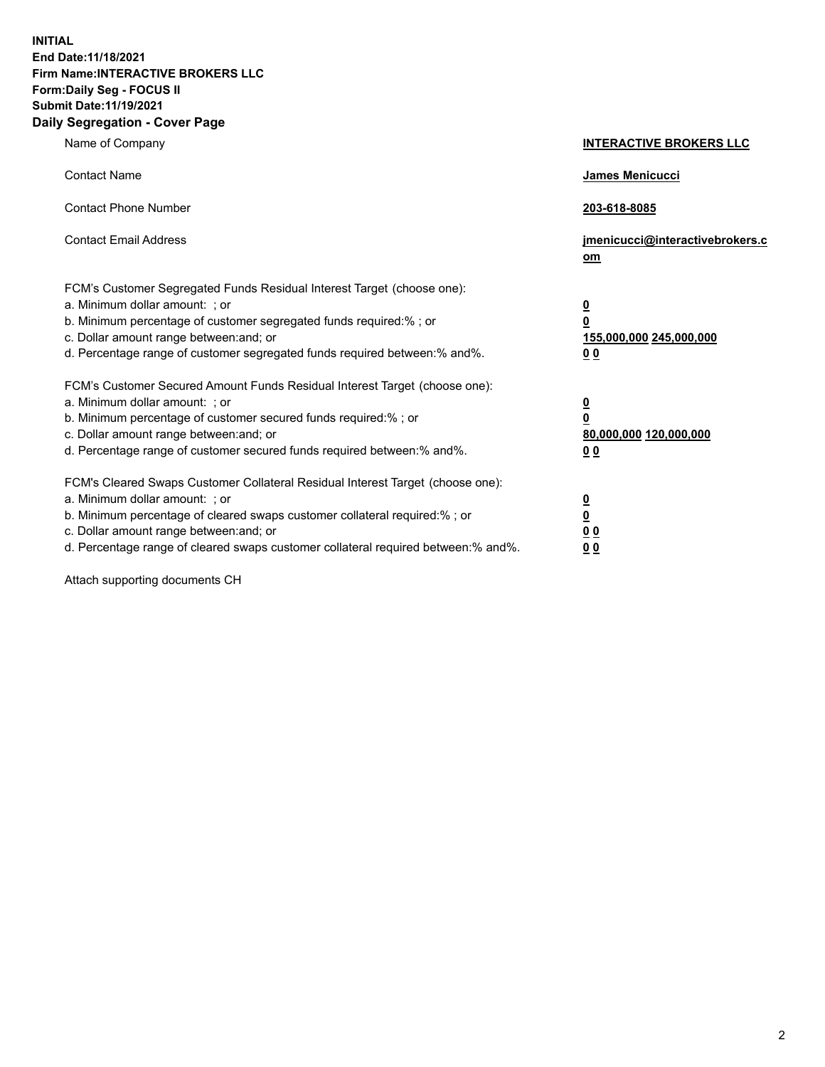**INITIAL**
**End Date:11/18/2021**
**Firm Name:INTERACTIVE BROKERS LLC**
**Form:Daily Seg - FOCUS II**
**Submit Date:11/19/2021**

## Daily Segregation - Cover Page

| | |
|---|---|
| Name of Company | **INTERACTIVE BROKERS LLC** |
| Contact Name | **James Menicucci** |
| Contact Phone Number | **203-618-8085** |
| Contact Email Address | **jmenicucci@interactivebrokers.com** |

FCM's Customer Segregated Funds Residual Interest Target (choose one):

| | |
|---|---|
| a. Minimum dollar amount: ; or | **0** |
| b. Minimum percentage of customer segregated funds required:% ; or | **0** |
| c. Dollar amount range between:and; or | **155,000,000 245,000,000** |
| d. Percentage range of customer segregated funds required between:% and%. | **0 0** |

FCM's Customer Secured Amount Funds Residual Interest Target (choose one):

| | |
|---|---|
| a. Minimum dollar amount: ; or | **0** |
| b. Minimum percentage of customer secured funds required:% ; or | **0** |
| c. Dollar amount range between:and; or | **80,000,000 120,000,000** |
| d. Percentage range of customer secured funds required between:% and%. | **0 0** |

FCM's Cleared Swaps Customer Collateral Residual Interest Target (choose one):

| | |
|---|---|
| a. Minimum dollar amount: ; or | **0** |
| b. Minimum percentage of cleared swaps customer collateral required:% ; or | **0** |
| c. Dollar amount range between:and; or | **0 0** |
| d. Percentage range of cleared swaps customer collateral required between:% and%. | **0 0** |

Attach supporting documents CH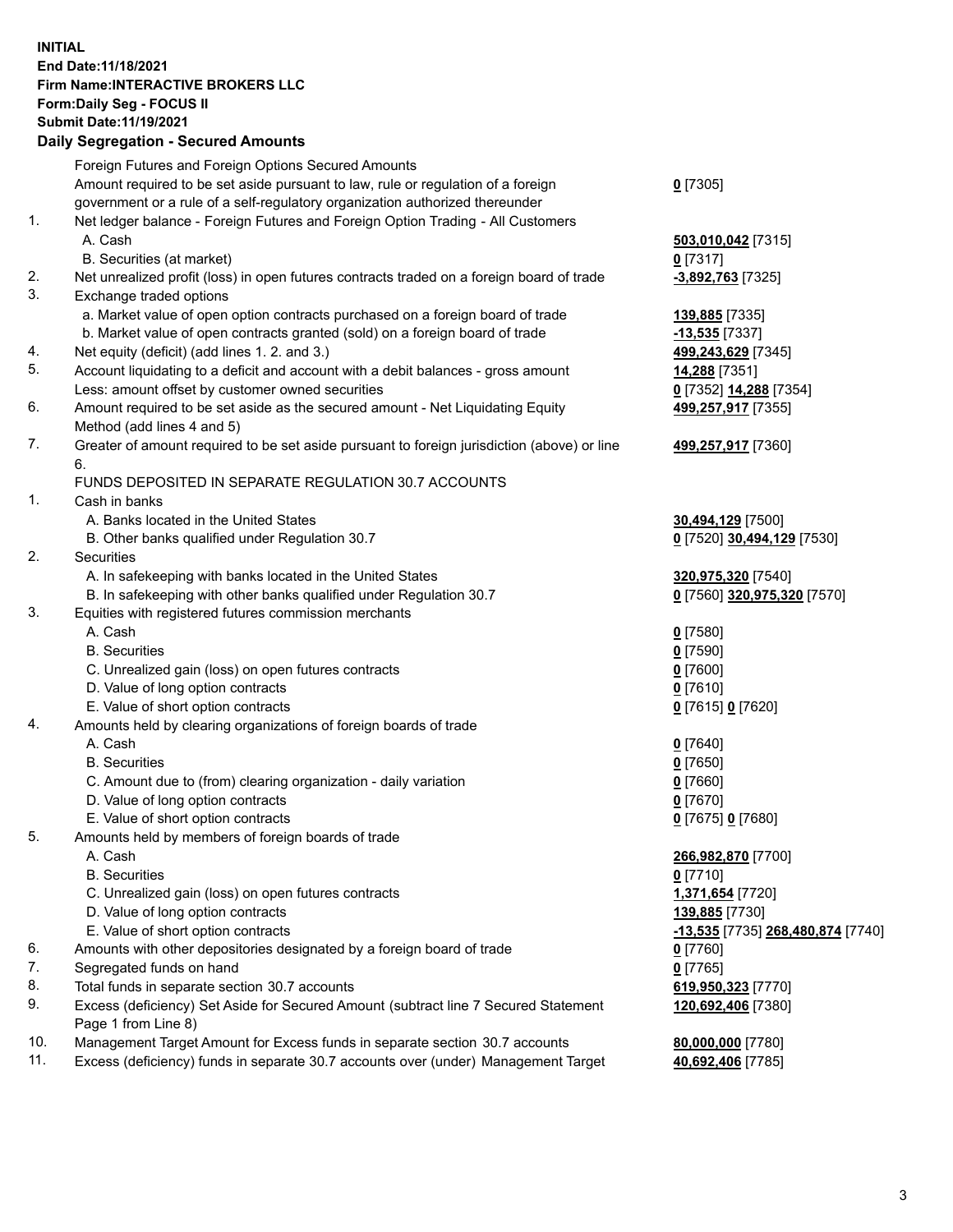**INITIAL**
**End Date:11/18/2021**
**Firm Name:INTERACTIVE BROKERS LLC**
**Form:Daily Seg - FOCUS II**
**Submit Date:11/19/2021**
**Daily Segregation - Secured Amounts**

| | | |
|---|---|---|
| | Foreign Futures and Foreign Options Secured Amounts | |
| | Amount required to be set aside pursuant to law, rule or regulation of a foreign government or a rule of a self-regulatory organization authorized thereunder | **0** [7305] |
| 1. | Net ledger balance - Foreign Futures and Foreign Option Trading - All Customers | |
| | A. Cash | **503,010,042** [7315] |
| | B. Securities (at market) | **0** [7317] |
| 2. | Net unrealized profit (loss) in open futures contracts traded on a foreign board of trade | **-3,892,763** [7325] |
| 3. | Exchange traded options | |
| | a. Market value of open option contracts purchased on a foreign board of trade | **139,885** [7335] |
| | b. Market value of open contracts granted (sold) on a foreign board of trade | **-13,535** [7337] |
| 4. | Net equity (deficit) (add lines 1. 2. and 3.) | **499,243,629** [7345] |
| 5. | Account liquidating to a deficit and account with a debit balances - gross amount | **14,288** [7351] |
| | Less: amount offset by customer owned securities | **0** [7352] **14,288** [7354] |
| 6. | Amount required to be set aside as the secured amount - Net Liquidating Equity Method (add lines 4 and 5) | **499,257,917** [7355] |
| 7. | Greater of amount required to be set aside pursuant to foreign jurisdiction (above) or line 6. | **499,257,917** [7360] |
| | FUNDS DEPOSITED IN SEPARATE REGULATION 30.7 ACCOUNTS | |
| 1. | Cash in banks | |
| | A. Banks located in the United States | **30,494,129** [7500] |
| | B. Other banks qualified under Regulation 30.7 | **0** [7520] **30,494,129** [7530] |
| 2. | Securities | |
| | A. In safekeeping with banks located in the United States | **320,975,320** [7540] |
| | B. In safekeeping with other banks qualified under Regulation 30.7 | **0** [7560] **320,975,320** [7570] |
| 3. | Equities with registered futures commission merchants | |
| | A. Cash | **0** [7580] |
| | B. Securities | **0** [7590] |
| | C. Unrealized gain (loss) on open futures contracts | **0** [7600] |
| | D. Value of long option contracts | **0** [7610] |
| | E. Value of short option contracts | **0** [7615] **0** [7620] |
| 4. | Amounts held by clearing organizations of foreign boards of trade | |
| | A. Cash | **0** [7640] |
| | B. Securities | **0** [7650] |
| | C. Amount due to (from) clearing organization - daily variation | **0** [7660] |
| | D. Value of long option contracts | **0** [7670] |
| | E. Value of short option contracts | **0** [7675] **0** [7680] |
| 5. | Amounts held by members of foreign boards of trade | |
| | A. Cash | **266,982,870** [7700] |
| | B. Securities | **0** [7710] |
| | C. Unrealized gain (loss) on open futures contracts | **1,371,654** [7720] |
| | D. Value of long option contracts | **139,885** [7730] |
| | E. Value of short option contracts | **-13,535** [7735] **268,480,874** [7740] |
| 6. | Amounts with other depositories designated by a foreign board of trade | **0** [7760] |
| 7. | Segregated funds on hand | **0** [7765] |
| 8. | Total funds in separate section 30.7 accounts | **619,950,323** [7770] |
| 9. | Excess (deficiency) Set Aside for Secured Amount (subtract line 7 Secured Statement Page 1 from Line 8) | **120,692,406** [7380] |
| 10. | Management Target Amount for Excess funds in separate section 30.7 accounts | **80,000,000** [7780] |
| 11. | Excess (deficiency) funds in separate 30.7 accounts over (under) Management Target | **40,692,406** [7785] |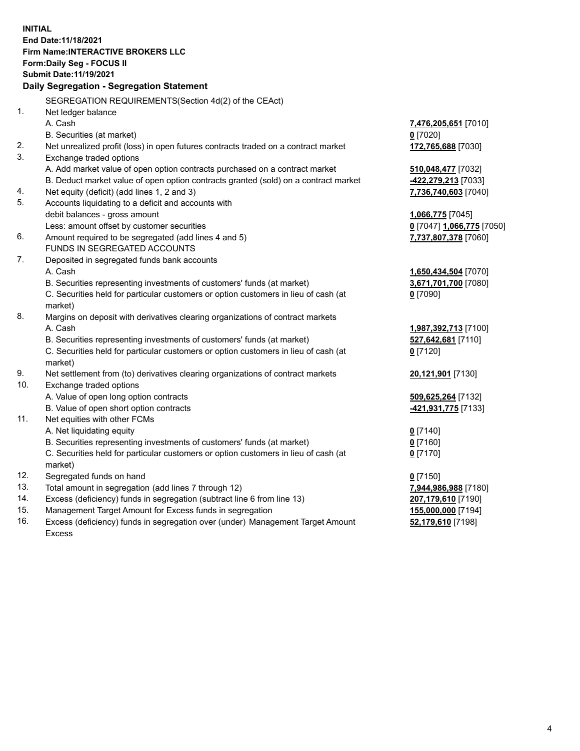**INITIAL**
**End Date:11/18/2021**
**Firm Name:INTERACTIVE BROKERS LLC**
**Form:Daily Seg - FOCUS II**
**Submit Date:11/19/2021**

**Daily Segregation - Segregation Statement**

| | | |
|---|---|---|
| | SEGREGATION REQUIREMENTS(Section 4d(2) of the CEAct) | |
| 1. | Net ledger balance | |
| | A. Cash | **7,476,205,651** [7010] |
| | B. Securities (at market) | **0** [7020] |
| 2. | Net unrealized profit (loss) in open futures contracts traded on a contract market | **172,765,688** [7030] |
| 3. | Exchange traded options | |
| | A. Add market value of open option contracts purchased on a contract market | **510,048,477** [7032] |
| | B. Deduct market value of open option contracts granted (sold) on a contract market | **-422,279,213** [7033] |
| 4. | Net equity (deficit) (add lines 1, 2 and 3) | **7,736,740,603** [7040] |
| 5. | Accounts liquidating to a deficit and accounts with debit balances - gross amount | **1,066,775** [7045] |
| | Less: amount offset by customer securities | **0** [7047] **1,066,775** [7050] |
| 6. | Amount required to be segregated (add lines 4 and 5) | **7,737,807,378** [7060] |
| | FUNDS IN SEGREGATED ACCOUNTS | |
| 7. | Deposited in segregated funds bank accounts | |
| | A. Cash | **1,650,434,504** [7070] |
| | B. Securities representing investments of customers' funds (at market) | **3,671,701,700** [7080] |
| | C. Securities held for particular customers or option customers in lieu of cash (at market) | **0** [7090] |
| 8. | Margins on deposit with derivatives clearing organizations of contract markets | |
| | A. Cash | **1,987,392,713** [7100] |
| | B. Securities representing investments of customers' funds (at market) | **527,642,681** [7110] |
| | C. Securities held for particular customers or option customers in lieu of cash (at market) | **0** [7120] |
| 9. | Net settlement from (to) derivatives clearing organizations of contract markets | **20,121,901** [7130] |
| 10. | Exchange traded options | |
| | A. Value of open long option contracts | **509,625,264** [7132] |
| | B. Value of open short option contracts | **-421,931,775** [7133] |
| 11. | Net equities with other FCMs | |
| | A. Net liquidating equity | **0** [7140] |
| | B. Securities representing investments of customers' funds (at market) | **0** [7160] |
| | C. Securities held for particular customers or option customers in lieu of cash (at market) | **0** [7170] |
| 12. | Segregated funds on hand | **0** [7150] |
| 13. | Total amount in segregation (add lines 7 through 12) | **7,944,986,988** [7180] |
| 14. | Excess (deficiency) funds in segregation (subtract line 6 from line 13) | **207,179,610** [7190] |
| 15. | Management Target Amount for Excess funds in segregation | **155,000,000** [7194] |
| 16. | Excess (deficiency) funds in segregation over (under) Management Target Amount Excess | **52,179,610** [7198] |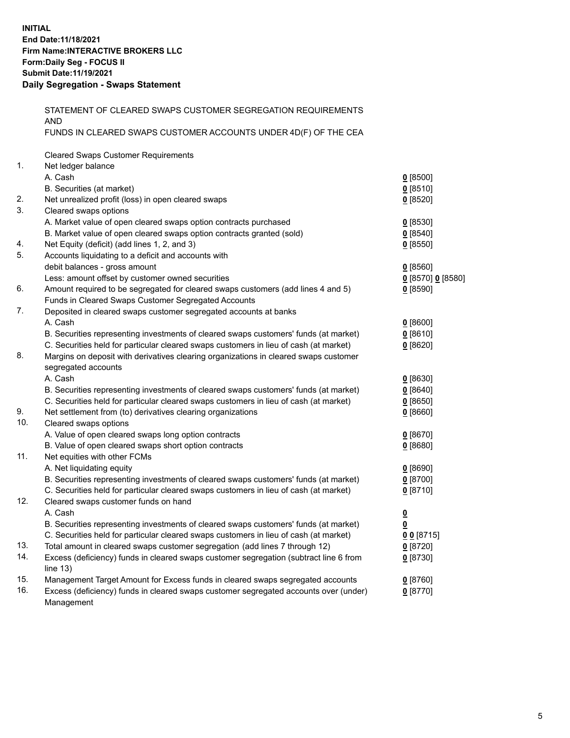**INITIAL**
**End Date:11/18/2021**
**Firm Name:INTERACTIVE BROKERS LLC**
**Form:Daily Seg - FOCUS II**
**Submit Date:11/19/2021**
**Daily Segregation - Swaps Statement**

STATEMENT OF CLEARED SWAPS CUSTOMER SEGREGATION REQUIREMENTS AND FUNDS IN CLEARED SWAPS CUSTOMER ACCOUNTS UNDER 4D(F) OF THE CEA

| | | |
|---|---|---|
| | Cleared Swaps Customer Requirements | |
| 1. | Net ledger balance | |
| | A. Cash | 0 [8500] |
| | B. Securities (at market) | 0 [8510] |
| 2. | Net unrealized profit (loss) in open cleared swaps | 0 [8520] |
| 3. | Cleared swaps options | |
| | A. Market value of open cleared swaps option contracts purchased | 0 [8530] |
| | B. Market value of open cleared swaps option contracts granted (sold) | 0 [8540] |
| 4. | Net Equity (deficit) (add lines 1, 2, and 3) | 0 [8550] |
| 5. | Accounts liquidating to a deficit and accounts with | |
| | debit balances - gross amount | 0 [8560] |
| | Less: amount offset by customer owned securities | 0 [8570] 0 [8580] |
| 6. | Amount required to be segregated for cleared swaps customers (add lines 4 and 5) | 0 [8590] |
| | Funds in Cleared Swaps Customer Segregated Accounts | |
| 7. | Deposited in cleared swaps customer segregated accounts at banks | |
| | A. Cash | 0 [8600] |
| | B. Securities representing investments of cleared swaps customers' funds (at market) | 0 [8610] |
| | C. Securities held for particular cleared swaps customers in lieu of cash (at market) | 0 [8620] |
| 8. | Margins on deposit with derivatives clearing organizations in cleared swaps customer segregated accounts | |
| | A. Cash | 0 [8630] |
| | B. Securities representing investments of cleared swaps customers' funds (at market) | 0 [8640] |
| | C. Securities held for particular cleared swaps customers in lieu of cash (at market) | 0 [8650] |
| 9. | Net settlement from (to) derivatives clearing organizations | 0 [8660] |
| 10. | Cleared swaps options | |
| | A. Value of open cleared swaps long option contracts | 0 [8670] |
| | B. Value of open cleared swaps short option contracts | 0 [8680] |
| 11. | Net equities with other FCMs | |
| | A. Net liquidating equity | 0 [8690] |
| | B. Securities representing investments of cleared swaps customers' funds (at market) | 0 [8700] |
| | C. Securities held for particular cleared swaps customers in lieu of cash (at market) | 0 [8710] |
| 12. | Cleared swaps customer funds on hand | |
| | A. Cash | 0 |
| | B. Securities representing investments of cleared swaps customers' funds (at market) | 0 |
| | C. Securities held for particular cleared swaps customers in lieu of cash (at market) | 0 0 [8715] |
| 13. | Total amount in cleared swaps customer segregation (add lines 7 through 12) | 0 [8720] |
| 14. | Excess (deficiency) funds in cleared swaps customer segregation (subtract line 6 from line 13) | 0 [8730] |
| 15. | Management Target Amount for Excess funds in cleared swaps segregated accounts | 0 [8760] |
| 16. | Excess (deficiency) funds in cleared swaps customer segregated accounts over (under) Management | 0 [8770] |